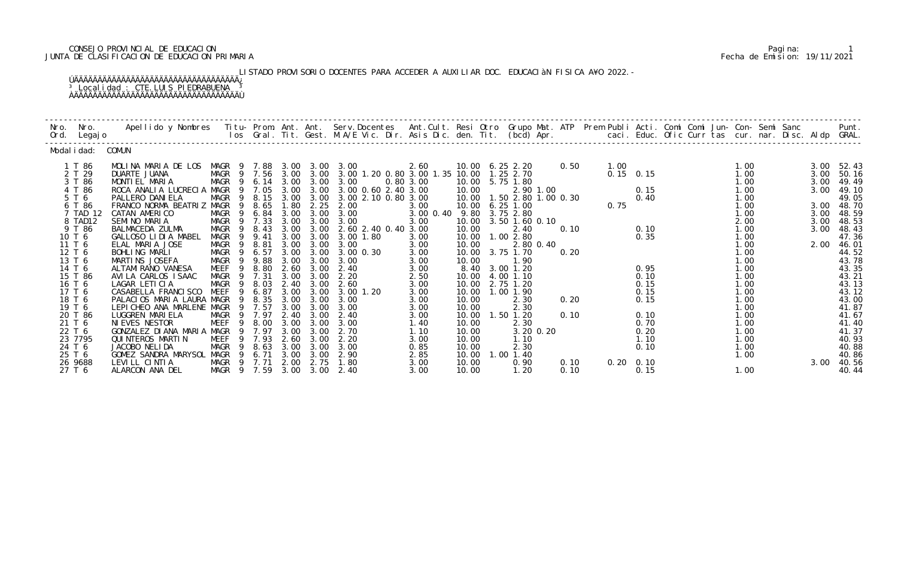CONSEJO PROVINCIAL DE EDUCACION
JUNTA DE CLASIFICACION DE EDUCACION PRIMARIA

Pagina: 1
Fecha de Emision: 19/11/2021

LISTADO PROVISORIO DOCENTES PARA ACCEDER A AUXILIAR DOC. EDUCACIàN FISICA A¥O 2022.-

³ Localidad : CTE.LUIS PIEDRABUENA ³

Modalidad: COMUN

| Nro. Ord. | Nro. Legajo | Apellido y Nombres | Titu-los | Prom. Gral. | Ant. Tit. | Ant. Gest. | Serv.Docentes M.A/E | Vic. | Dir. | Ant.Cult. Asis | Dic. | Resi den. | Otro Tit. | Grupo (bcd) | Mat. Apr. | ATP | Prem | Publi caci. | Acti. Educ. | Comi Ofic | Comi Curr | Jun-tas | Con-cur. | Semi nar. | Sanc Disc. | Aldp | Punt. GRAL. |
|---|---|---|---|---|---|---|---|---|---|---|---|---|---|---|---|---|---|---|---|---|---|---|---|---|---|---|---|
| 1 | T 86 | MOLINA MARIA DE LOS | MAGR 9 | 7.88 | 3.00 | 3.00 | 3.00 | | | 2.60 | | 10.00 | 6.25 | 2.20 | | 0.50 | 1.00 | | | | | | 1.00 | | | 3.00 | 52.43 |
| 2 | T 29 | DUARTE JUANA | MAGR 9 | 7.56 | 3.00 | 3.00 | 3.00 | 1.20 | 0.80 | 3.00 | 1.35 | 10.00 | 1.25 | 2.70 | | | | 0.15 | 0.15 | | | | 1.00 | | | 3.00 | 50.16 |
| 3 | T 86 | MONTIEL MARIA | MAGR 9 | 6.14 | 3.00 | 3.00 | 3.00 | | 0.80 | 3.00 | | 10.00 | 5.75 | 1.80 | | | | | | | | | 1.00 | | | 3.00 | 49.49 |
| 4 | T 86 | ROCA ANALIA LUCRECIA | MAGR 9 | 7.05 | 3.00 | 3.00 | 3.00 | 0.60 | 2.40 | 3.00 | | 10.00 | | 2.90 | 1.00 | | | | 0.15 | | | | 1.00 | | | 3.00 | 49.10 |
| 5 | T 6 | PALLERO DANIELA | MAGR 9 | 8.15 | 3.00 | 3.00 | 3.00 | 2.10 | 0.80 | 3.00 | | 10.00 | 1.50 | 2.80 | 1.00 | 0.30 | | | 0.40 | | | | 1.00 | | | | 49.05 |
| 6 | T 86 | FRANCO NORMA BEATRIZ | MAGR 9 | 8.65 | 1.80 | 2.25 | 2.00 | | | 3.00 | | 10.00 | 6.25 | 1.00 | | | 0.75 | | | | | | 1.00 | | | 3.00 | 48.70 |
| 7 | TAD 12 | CATAN AMERICO | MAGR 9 | 6.84 | 3.00 | 3.00 | 3.00 | | | 3.00 | 0.40 | 9.80 | 3.75 | 2.80 | | | | | | | | | 1.00 | | | 3.00 | 48.59 |
| 8 | TAD12 | SEMINO MARIA | MAGR 9 | 7.33 | 3.00 | 3.00 | 3.00 | | | 3.00 | | 10.00 | 3.50 | 1.60 | 0.10 | | | | | | | | 2.00 | | | 3.00 | 48.53 |
| 9 | T 86 | BALMACEDA ZULMA | MAGR 9 | 8.43 | 3.00 | 3.00 | 2.60 | 2.40 | 0.40 | 3.00 | | 10.00 | | 2.40 | | 0.10 | | | 0.10 | | | | 1.00 | | | 3.00 | 48.43 |
| 10 | T 6 | GALLOSO LIDIA MABEL | MAGR 9 | 9.41 | 3.00 | 3.00 | 3.00 | 1.80 | | 3.00 | | 10.00 | 1.00 | 2.80 | | | | | 0.35 | | | | 1.00 | | | | 47.36 |
| 11 | T 6 | ELAL MARIA JOSE | MAGR 9 | 8.81 | 3.00 | 3.00 | 3.00 | | | 3.00 | | 10.00 | | 2.80 | 0.40 | | | | | | | | 1.00 | | | 2.00 | 46.01 |
| 12 | T 6 | BOHLING MARLI | MAGR 9 | 6.57 | 3.00 | 3.00 | 3.00 | 0.30 | | 3.00 | | 10.00 | 3.75 | 1.70 | | 0.20 | | | | | | | 1.00 | | | | 44.52 |
| 13 | T 6 | MARTINS JOSEFA | MAGR 9 | 9.88 | 3.00 | 3.00 | 3.00 | | | 3.00 | | 10.00 | | 1.90 | | | | | | | | | 1.00 | | | | 43.78 |
| 14 | T 6 | ALTAMIRANO VANESA | MEEF 9 | 8.80 | 2.60 | 3.00 | 2.40 | | | 3.00 | | 8.40 | 3.00 | 1.20 | | | | | 0.95 | | | | 1.00 | | | | 43.35 |
| 15 | T 86 | AVILA CARLOS ISAAC | MAGR 9 | 7.31 | 3.00 | 3.00 | 2.20 | | | 2.50 | | 10.00 | 4.00 | 1.10 | | | | | 0.10 | | | | 1.00 | | | | 43.21 |
| 16 | T 6 | LAGAR LETICIA | MAGR 9 | 8.03 | 2.40 | 3.00 | 2.60 | | | 3.00 | | 10.00 | 2.75 | 1.20 | | | | | 0.15 | | | | 1.00 | | | | 43.13 |
| 17 | T 6 | CASABELLA FRANCISCO | MEEF 9 | 6.87 | 3.00 | 3.00 | 3.00 | 1.20 | | 3.00 | | 10.00 | 1.00 | 1.90 | | | | | 0.15 | | | | 1.00 | | | | 43.12 |
| 18 | T 6 | PALACIOS MARIA LAURA | MAGR 9 | 8.35 | 3.00 | 3.00 | 3.00 | | | 3.00 | | 10.00 | | 2.30 | | 0.20 | | | 0.15 | | | | 1.00 | | | | 43.00 |
| 19 | T 6 | LEPICHEO ANA MARLENE | MAGR 9 | 7.57 | 3.00 | 3.00 | 3.00 | | | 3.00 | | 10.00 | | 2.30 | | | | | | | | | 1.00 | | | | 41.87 |
| 20 | T 86 | LUGGREN MARIELA | MAGR 9 | 7.97 | 2.40 | 3.00 | 2.40 | | | 3.00 | | 10.00 | 1.50 | 1.20 | | 0.10 | | | 0.10 | | | | 1.00 | | | | 41.67 |
| 21 | T 6 | NIEVES NESTOR | MEEF 9 | 8.00 | 3.00 | 3.00 | 3.00 | | | 1.40 | | 10.00 | | 2.30 | | | | | 0.70 | | | | 1.00 | | | | 41.40 |
| 22 | T 6 | GONZALEZ DIANA MARIA | MAGR 9 | 7.97 | 3.00 | 3.00 | 2.70 | | | 1.10 | | 10.00 | | 3.20 | 0.20 | | | | 0.20 | | | | 1.00 | | | | 41.37 |
| 23 | 7795 | QUINTEROS MARTIN | MEEF 9 | 7.93 | 2.60 | 3.00 | 2.20 | | | 3.00 | | 10.00 | | 1.10 | | | | | 1.10 | | | | 1.00 | | | | 40.93 |
| 24 | T 6 | JACOBO NELIDA | MAGR 9 | 8.63 | 3.00 | 3.00 | 3.00 | | | 0.85 | | 10.00 | | 2.30 | | | | | 0.10 | | | | 1.00 | | | | 40.88 |
| 25 | T 6 | GOMEZ SANDRA MARYSOL | MAGR 9 | 6.71 | 3.00 | 3.00 | 2.90 | | | 2.85 | | 10.00 | 1.00 | 1.40 | | | | | | | | | 1.00 | | | | 40.86 |
| 26 | 9688 | LEVILL CINTIA | MAGR 9 | 7.71 | 2.00 | 2.75 | 1.80 | | | 3.00 | | 10.00 | | 0.90 | | 0.10 | | 0.20 | 0.10 | | | | | | | 3.00 | 40.56 |
| 27 | T 6 | ALARCON ANA DEL | MAGR 9 | 7.59 | 3.00 | 3.00 | 2.40 | | | 3.00 | | 10.00 | | 1.20 | | 0.10 | | | 0.15 | | | | 1.00 | | | | 40.44 |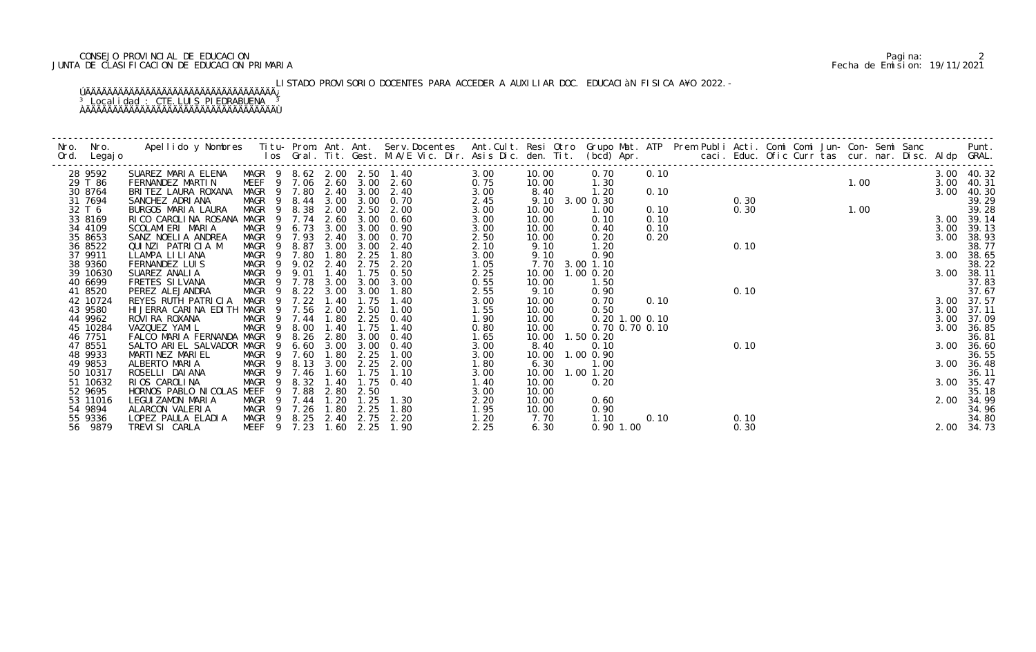CONSEJO PROVINCIAL DE EDUCACION
JUNTA DE CLASIFICACION DE EDUCACION PRIMARIA

Pagina: 2
Fecha de Emision: 19/11/2021

LISTADO PROVISORIO DOCENTES PARA ACCEDER A AUXILIAR DOC. EDUCACIÀN FISICA A¥O 2022.-

Localidad : CTE.LUIS PIEDRABUENA

| Nro. Ord. | Nro. Legajo | Apellido y Nombres | Titu- los | Prom. Gral. | Ant. Tit. | Ant. Gest. | Serv.Docentes M.A/E Vic. Dir. | Ant.Cult. Asis Dic. | Resi den. | Otro Tit. | Grupo Mat. (bcd) | ATP Apr. | Prem Publi caci. | Acti. Educ. | Comi Ofic | Comi Curr | Jun- tas | Con- cur. | Semi nar. | Sanc Disc. | Aldp | Punt. GRAL. |
|---|---|---|---|---|---|---|---|---|---|---|---|---|---|---|---|---|---|---|---|---|---|---|
| 28 | 9592 | SUAREZ MARIA ELENA | MAGR 9 | 8.62 | 2.00 | 2.50 | 1.40 | 3.00 | 10.00 | | 0.70 | 0.10 | | | | | | | | | 3.00 | 40.32 |
| 29 | T 86 | FERNANDEZ MARTIN | MEEF 9 | 7.06 | 2.60 | 3.00 | 2.60 | 0.75 | 10.00 | | 1.30 | | | | | | | 1.00 | | | 3.00 | 40.31 |
| 30 | 8764 | BRITEZ LAURA ROXANA | MAGR 9 | 7.80 | 2.40 | 3.00 | 2.40 | 3.00 | 8.40 | | 1.20 | 0.10 | | | | | | | | | 3.00 | 40.30 |
| 31 | 7694 | SANCHEZ ADRIANA | MAGR 9 | 8.44 | 3.00 | 3.00 | 0.70 | 2.45 | 9.10 | 3.00 | 0.30 | | | 0.30 | | | | | | | | 39.29 |
| 32 | T 6 | BURGOS MARIA LAURA | MAGR 9 | 8.38 | 2.00 | 2.50 | 2.00 | 3.00 | 10.00 | | 1.00 | 0.10 | | 0.30 | | | | 1.00 | | | | 39.28 |
| 33 | 8169 | RICO CAROLINA ROSANA | MAGR 9 | 7.74 | 2.60 | 3.00 | 0.60 | 3.00 | 10.00 | | 0.10 | 0.10 | | | | | | | | | 3.00 | 39.14 |
| 34 | 4109 | SCOLAMIERI MARIA | MAGR 9 | 6.73 | 3.00 | 3.00 | 0.90 | 3.00 | 10.00 | | 0.40 | 0.10 | | | | | | | | | 3.00 | 39.13 |
| 35 | 8653 | SANZ NOELIA ANDREA | MAGR 9 | 7.93 | 2.40 | 3.00 | 0.70 | 2.50 | 10.00 | | 0.20 | 0.20 | | | | | | | | | 3.00 | 38.93 |
| 36 | 8522 | QUINZI PATRICIA M | MAGR 9 | 8.87 | 3.00 | 3.00 | 2.40 | 2.10 | 9.10 | | 1.20 | | | 0.10 | | | | | | | | 38.77 |
| 37 | 9911 | LLAMPA LILIANA | MAGR 9 | 7.80 | 1.80 | 2.25 | 1.80 | 3.00 | 9.10 | | 0.90 | | | | | | | | | | 3.00 | 38.65 |
| 38 | 9360 | FERNANDEZ LUIS | MAGR 9 | 9.02 | 2.40 | 2.75 | 2.20 | 1.05 | 7.70 | 3.00 | 1.10 | | | | | | | | | | | 38.22 |
| 39 | 10630 | SUAREZ ANALIA | MAGR 9 | 9.01 | 1.40 | 1.75 | 0.50 | 2.25 | 10.00 | 1.00 | 0.20 | | | | | | | | | | 3.00 | 38.11 |
| 40 | 6699 | FRETES SILVANA | MAGR 9 | 7.78 | 3.00 | 3.00 | 3.00 | 0.55 | 10.00 | | 1.50 | | | | | | | | | | | 37.83 |
| 41 | 8520 | PEREZ ALEJANDRA | MAGR 9 | 8.22 | 3.00 | 3.00 | 1.80 | 2.55 | 9.10 | | 0.90 | | | 0.10 | | | | | | | | 37.67 |
| 42 | 10724 | REYES RUTH PATRICIA | MAGR 9 | 7.22 | 1.40 | 1.75 | 1.40 | 3.00 | 10.00 | | 0.70 | 0.10 | | | | | | | | | 3.00 | 37.57 |
| 43 | 9580 | HIJERRA CARINA EDITH | MAGR 9 | 7.56 | 2.00 | 2.50 | 1.00 | 1.55 | 10.00 | | 0.50 | | | | | | | | | | 3.00 | 37.11 |
| 44 | 9962 | ROVIRA ROXANA | MAGR 9 | 7.44 | 1.80 | 2.25 | 0.40 | 1.90 | 10.00 | | 0.20 1.00 | 0.10 | | | | | | | | | 3.00 | 37.09 |
| 45 | 10284 | VAZQUEZ YAMIL | MAGR 9 | 8.00 | 1.40 | 1.75 | 1.40 | 0.80 | 10.00 | | 0.70 0.70 | 0.10 | | | | | | | | | 3.00 | 36.85 |
| 46 | 7751 | FALCO MARIA FERNANDA | MAGR 9 | 8.26 | 2.80 | 3.00 | 0.40 | 1.65 | 10.00 | 1.50 | 0.20 | | | | | | | | | | | 36.81 |
| 47 | 8551 | SALTO ARIEL SALVADOR | MAGR 9 | 6.60 | 3.00 | 3.00 | 0.40 | 3.00 | 8.40 | | 0.10 | | | 0.10 | | | | | | | 3.00 | 36.60 |
| 48 | 9933 | MARTINEZ MARIEL | MAGR 9 | 7.60 | 1.80 | 2.25 | 1.00 | 3.00 | 10.00 | 1.00 | 0.90 | | | | | | | | | | | 36.55 |
| 49 | 9853 | ALBERTO MARIA | MAGR 9 | 8.13 | 3.00 | 2.25 | 2.00 | 1.80 | 6.30 | | 1.00 | | | | | | | | | | 3.00 | 36.48 |
| 50 | 10317 | ROSELLI DAIANA | MAGR 9 | 7.46 | 1.60 | 1.75 | 1.10 | 3.00 | 10.00 | 1.00 | 1.20 | | | | | | | | | | | 36.11 |
| 51 | 10632 | RIOS CAROLINA | MAGR 9 | 8.32 | 1.40 | 1.75 | 0.40 | 1.40 | 10.00 | | 0.20 | | | | | | | | | | 3.00 | 35.47 |
| 52 | 9695 | HORNOS PABLO NICOLAS | MEEF 9 | 7.88 | 2.80 | 2.50 | | 3.00 | 10.00 | | | | | | | | | | | | | 35.18 |
| 53 | 11016 | LEGUIZAMON MARIA | MAGR 9 | 7.44 | 1.20 | 1.25 | 1.30 | 2.20 | 10.00 | | 0.60 | | | | | | | | | | 2.00 | 34.99 |
| 54 | 9894 | ALARCON VALERIA | MAGR 9 | 7.26 | 1.80 | 2.25 | 1.80 | 1.95 | 10.00 | | 0.90 | | | | | | | | | | | 34.96 |
| 55 | 9336 | LOPEZ PAULA ELADIA | MAGR 9 | 8.25 | 2.40 | 2.75 | 2.20 | 1.20 | 7.70 | | 1.10 | 0.10 | | 0.10 | | | | | | | | 34.80 |
| 56 | 9879 | TREVISI CARLA | MEEF 9 | 7.23 | 1.60 | 2.25 | 1.90 | 2.25 | 6.30 | | 0.90 1.00 | | | 0.30 | | | | | | | 2.00 | 34.73 |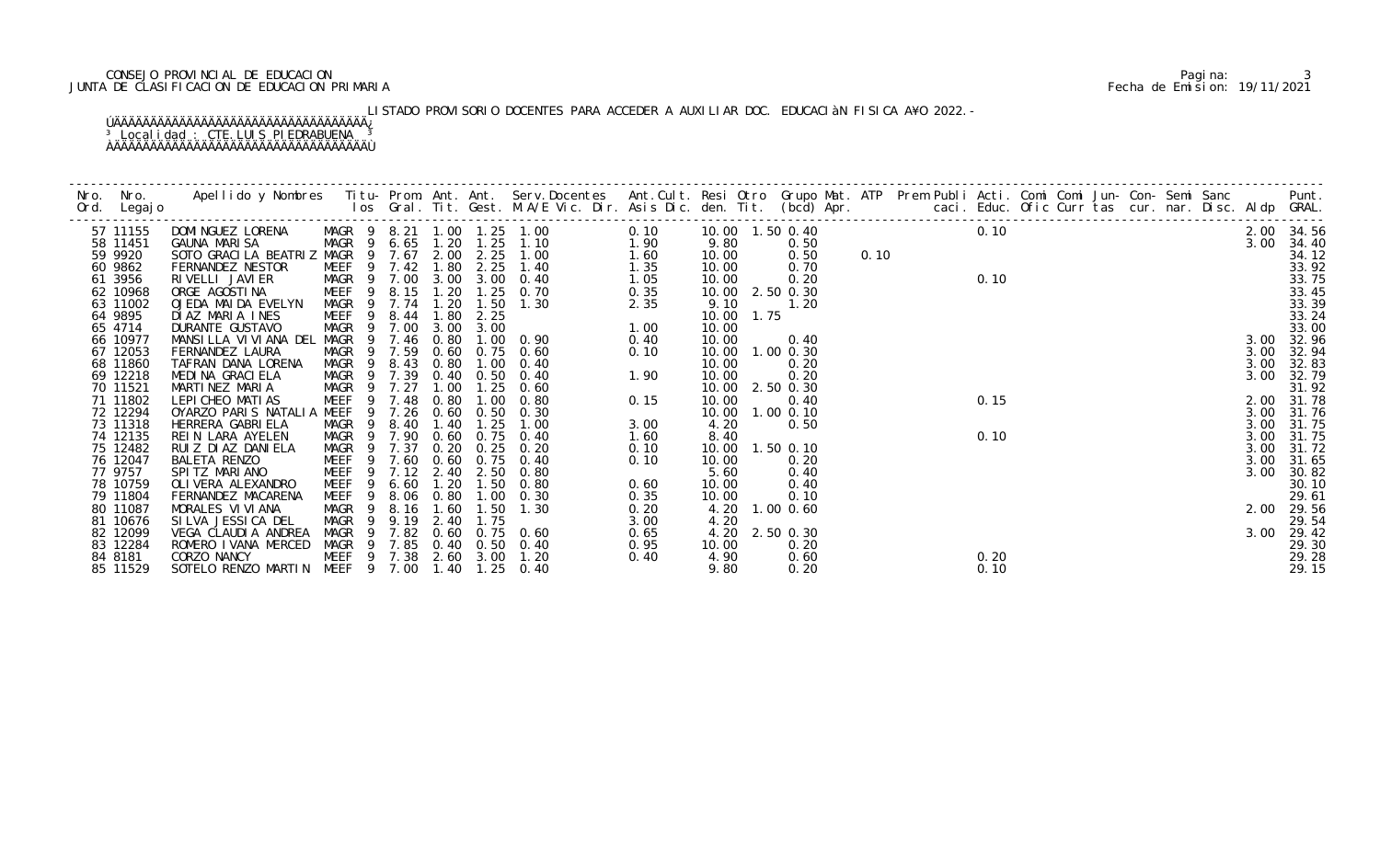CONSEJO PROVINCIAL DE EDUCACION
JUNTA DE CLASIFICACION DE EDUCACION PRIMARIA

LISTADO PROVISORIO DOCENTES PARA ACCEDER A AUXILIAR DOC. EDUCACIÀN FISICA A¥O 2022.-

³ Localidad : CTE.LUIS PIEDRABUENA ³

| Nro. Ord. | Nro. Legajo | Apellido y Nombres | Titu-los | Prom. Gral. | Ant. Tit. | Ant. Gest. | Serv.Docentes M.A/E Vic. Dir. | Ant.Cult. Asis Dic. | Resi den. | Otro Tit. | Grupo Mat. (bcd) | ATP Apr. | Prem Publi caci. | Acti. Educ. | Comi Ofic | Comi Curr | Jun- tas | Con- cur. | Semi nar. | Sanc Disc. | Aldp | Punt. GRAL. |
|---|---|---|---|---|---|---|---|---|---|---|---|---|---|---|---|---|---|---|---|---|---|---|
| 57 | 11155 | DOMINGUEZ LORENA | MAGR 9 | 8.21 | 1.00 | 1.25 | 1.00 | 0.10 | 10.00 | 1.50 | 0.40 | | | 0.10 | | | | | | | 2.00 | 34.56 |
| 58 | 11451 | GAUNA MARISA | MAGR 9 | 6.65 | 1.20 | 1.25 | 1.10 | 1.90 | 9.80 | | 0.50 | | | | | | | | | | 3.00 | 34.40 |
| 59 | 9920 | SOTO GRACILA BEATRIZ | MAGR 9 | 7.67 | 2.00 | 2.25 | 1.00 | 1.60 | 10.00 | | 0.50 | 0.10 | | | | | | | | | | 34.12 |
| 60 | 9862 | FERNANDEZ NESTOR | MEEF 9 | 7.42 | 1.80 | 2.25 | 1.40 | 1.35 | 10.00 | | 0.70 | | | | | | | | | | | 33.92 |
| 61 | 3956 | RIVELLI JAVIER | MAGR 9 | 7.00 | 3.00 | 3.00 | 0.40 | 1.05 | 10.00 | | 0.20 | | | 0.10 | | | | | | | | 33.75 |
| 62 | 10968 | ORGE AGOSTINA | MEEF 9 | 8.15 | 1.20 | 1.25 | 0.70 | 0.35 | 10.00 | 2.50 | 0.30 | | | | | | | | | | | 33.45 |
| 63 | 11002 | OJEDA MAIDA EVELYN | MAGR 9 | 7.74 | 1.20 | 1.50 | 1.30 | 2.35 | 9.10 | | 1.20 | | | | | | | | | | | 33.39 |
| 64 | 9895 | DIAZ MARIA INES | MEEF 9 | 8.44 | 1.80 | 2.25 | | | 10.00 | 1.75 | | | | | | | | | | | | 33.24 |
| 65 | 4714 | DURANTE GUSTAVO | MAGR 9 | 7.00 | 3.00 | 3.00 | | 1.00 | 10.00 | | | | | | | | | | | | | 33.00 |
| 66 | 10977 | MANSILLA VIVIANA DEL | MAGR 9 | 7.46 | 0.80 | 1.00 | 0.90 | 0.40 | 10.00 | | 0.40 | | | | | | | | | | 3.00 | 32.96 |
| 67 | 12053 | FERNANDEZ LAURA | MAGR 9 | 7.59 | 0.60 | 0.75 | 0.60 | 0.10 | 10.00 | 1.00 | 0.30 | | | | | | | | | | 3.00 | 32.94 |
| 68 | 11860 | TAFRAN DANA LORENA | MAGR 9 | 8.43 | 0.80 | 1.00 | 0.40 | | 10.00 | | 0.20 | | | | | | | | | | 3.00 | 32.83 |
| 69 | 12218 | MEDINA GRACIELA | MAGR 9 | 7.39 | 0.40 | 0.50 | 0.40 | 1.90 | 10.00 | | 0.20 | | | | | | | | | | 3.00 | 32.79 |
| 70 | 11521 | MARTINEZ MARIA | MAGR 9 | 7.27 | 1.00 | 1.25 | 0.60 | | 10.00 | 2.50 | 0.30 | | | | | | | | | | | 31.92 |
| 71 | 11802 | LEPICHEO MATIAS | MEEF 9 | 7.48 | 0.80 | 1.00 | 0.80 | 0.15 | 10.00 | | 0.40 | | | 0.15 | | | | | | | 2.00 | 31.78 |
| 72 | 12294 | OYARZO PARIS NATALIA | MEEF 9 | 7.26 | 0.60 | 0.50 | 0.30 | | 10.00 | 1.00 | 0.10 | | | | | | | | | | 3.00 | 31.76 |
| 73 | 11318 | HERRERA GABRIELA | MAGR 9 | 8.40 | 1.40 | 1.25 | 1.00 | 3.00 | 4.20 | | 0.50 | | | | | | | | | | 3.00 | 31.75 |
| 74 | 12135 | REIN LARA AYELEN | MAGR 9 | 7.90 | 0.60 | 0.75 | 0.40 | 1.60 | 8.40 | | | | | 0.10 | | | | | | | 3.00 | 31.75 |
| 75 | 12482 | RUIZ DIAZ DANIELA | MAGR 9 | 7.37 | 0.20 | 0.25 | 0.20 | 0.10 | 10.00 | 1.50 | 0.10 | | | | | | | | | | 3.00 | 31.72 |
| 76 | 12047 | BALETA RENZO | MEEF 9 | 7.60 | 0.60 | 0.75 | 0.40 | 0.10 | 10.00 | | 0.20 | | | | | | | | | | 3.00 | 31.65 |
| 77 | 9757 | SPITZ MARIANO | MEEF 9 | 7.12 | 2.40 | 2.50 | 0.80 | | 5.60 | | 0.40 | | | | | | | | | | 3.00 | 30.82 |
| 78 | 10759 | OLIVERA ALEXANDRO | MEEF 9 | 6.60 | 1.20 | 1.50 | 0.80 | 0.60 | 10.00 | | 0.40 | | | | | | | | | | | 30.10 |
| 79 | 11804 | FERNANDEZ MACARENA | MEEF 9 | 8.06 | 0.80 | 1.00 | 0.30 | 0.35 | 10.00 | | 0.10 | | | | | | | | | | | 29.61 |
| 80 | 11087 | MORALES VIVIANA | MAGR 9 | 8.16 | 1.60 | 1.50 | 1.30 | 0.20 | 4.20 | 1.00 | 0.60 | | | | | | | | | | 2.00 | 29.56 |
| 81 | 10676 | SILVA JESSICA DEL | MAGR 9 | 9.19 | 2.40 | 1.75 | | 3.00 | 4.20 | | | | | | | | | | | | | 29.54 |
| 82 | 12099 | VEGA CLAUDIA ANDREA | MAGR 9 | 7.82 | 0.60 | 0.75 | 0.60 | 0.65 | 4.20 | 2.50 | 0.30 | | | | | | | | | | 3.00 | 29.42 |
| 83 | 12284 | ROMERO IVANA MERCED | MAGR 9 | 7.85 | 0.40 | 0.50 | 0.40 | 0.95 | 10.00 | | 0.20 | | | | | | | | | | | 29.30 |
| 84 | 8181 | CORZO NANCY | MEEF 9 | 7.38 | 2.60 | 3.00 | 1.20 | 0.40 | 4.90 | | 0.60 | | | 0.20 | | | | | | | | 29.28 |
| 85 | 11529 | SOTELO RENZO MARTIN | MEEF 9 | 7.00 | 1.40 | 1.25 | 0.40 | | 9.80 | | 0.20 | | | 0.10 | | | | | | | | 29.15 |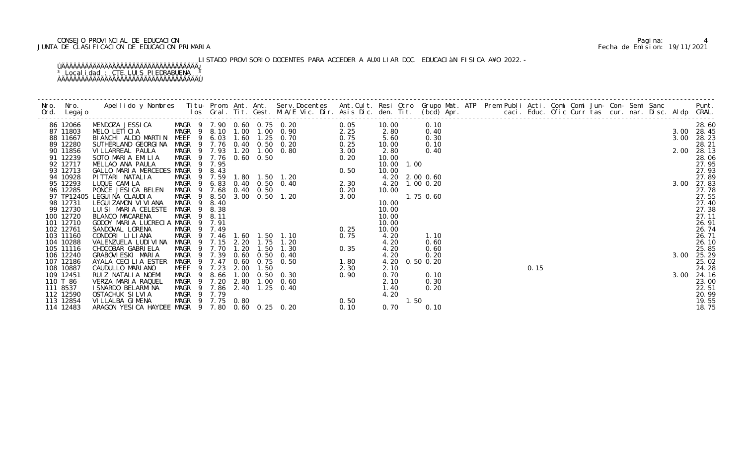CONSEJO PROVINCIAL DE EDUCACION
JUNTA DE CLASIFICACION DE EDUCACION PRIMARIA

LISTADO PROVISORIO DOCENTES PARA ACCEDER A AUXILIAR DOC. EDUCACIÓN FISICA AÑO 2022.-

Localidad : CTE.LUIS PIEDRABUENA

| Nro. Ord. | Nro. Legajo | Apellido y Nombres | Titu- los | Prom. Gral. | Ant. Tit. | Ant. Gest. | Serv.Docentes M.A/E Vic. Dir. | Ant.Cult. Asis Dic. | Resi den. | Otro Tit. | Grupo Mat. (bcd) | ATP Apr. | Prem Publi caci. | Acti. Educ. | Comi Ofic | Comi Curr | Jun- tas | Con- cur. | Semi nar. | Sanc Disc. | Aldp | Punt. GRAL. |
|---|---|---|---|---|---|---|---|---|---|---|---|---|---|---|---|---|---|---|---|---|---|---|
| 86 | 12066 | MENDOZA JESSICA | MAGR 9 | 7.90 | 0.60 | 0.75 | 0.20 | 0.05 | 10.00 | | 0.10 | | | | | | | | | | | 28.60 |
| 87 | 11803 | MELO LETICIA | MAGR 9 | 8.10 | 1.00 | 1.00 | 0.90 | 2.25 | 2.80 | | 0.40 | | | | | | | | | | 3.00 | 28.45 |
| 88 | 11667 | BIANCHI ALDO MARTIN | MEEF 9 | 6.03 | 1.60 | 1.25 | 0.70 | 0.75 | 5.60 | | 0.30 | | | | | | | | | | 3.00 | 28.23 |
| 89 | 12280 | SUTHERLAND GEORGINA | MAGR 9 | 7.76 | 0.40 | 0.50 | 0.20 | 0.25 | 10.00 | | 0.10 | | | | | | | | | | | 28.21 |
| 90 | 11856 | VILLARREAL PAULA | MAGR 9 | 7.93 | 1.20 | 1.00 | 0.80 | 3.00 | 2.80 | | 0.40 | | | | | | | | | | 2.00 | 28.13 |
| 91 | 12239 | SOTO MARIA EMILIA | MAGR 9 | 7.76 | 0.60 | 0.50 | | 0.20 | 10.00 | | | | | | | | | | | | | 28.06 |
| 92 | 12717 | MELLAO ANA PAULA | MAGR 9 | 7.95 | | | | | 10.00 | 1.00 | | | | | | | | | | | | 27.95 |
| 93 | 12713 | GALLO MARIA MERCEDES | MAGR 9 | 8.43 | | | | 0.50 | 10.00 | | | | | | | | | | | | | 27.93 |
| 94 | 10928 | PITTARI NATALIA | MAGR 9 | 7.59 | 1.80 | 1.50 | 1.20 | | 4.20 | 2.00 | 0.60 | | | | | | | | | | | 27.89 |
| 95 | 12293 | LUQUE CAMILA | MAGR 9 | 6.83 | 0.40 | 0.50 | 0.40 | 2.30 | 4.20 | 1.00 | 0.20 | | | | | | | | | | 3.00 | 27.83 |
| 96 | 12285 | PONCE JESICA BELEN | MAGR 9 | 7.68 | 0.40 | 0.50 | | 0.20 | 10.00 | | | | | | | | | | | | | 27.78 |
| 97 | TP12405 | LEGUINA CLAUDIA | MAGR 9 | 8.50 | 3.00 | 0.50 | 1.20 | 3.00 | | 1.75 | 0.60 | | | | | | | | | | | 27.55 |
| 98 | 12731 | LEGUIZAMON VIVIANA | MAGR 9 | 8.40 | | | | | 10.00 | | | | | | | | | | | | | 27.40 |
| 99 | 12730 | LUISI MARIA CELESTE | MAGR 9 | 8.38 | | | | | 10.00 | | | | | | | | | | | | | 27.38 |
| 100 | 12720 | BLANCO MACARENA | MAGR 9 | 8.11 | | | | | 10.00 | | | | | | | | | | | | | 27.11 |
| 101 | 12710 | GODOY MARIA LUCRECIA | MAGR 9 | 7.91 | | | | | 10.00 | | | | | | | | | | | | | 26.91 |
| 102 | 12761 | SANDOVAL LORENA | MAGR 9 | 7.49 | | | | 0.25 | 10.00 | | | | | | | | | | | | | 26.74 |
| 103 | 11160 | CONDORI LILIANA | MAGR 9 | 7.46 | 1.60 | 1.50 | 1.10 | 0.75 | 4.20 | | 1.10 | | | | | | | | | | | 26.71 |
| 104 | 10288 | VALENZUELA LUDIVINA | MAGR 9 | 7.15 | 2.20 | 1.75 | 1.20 | | 4.20 | | 0.60 | | | | | | | | | | | 26.10 |
| 105 | 11116 | CHOCOBAR GABRIELA | MAGR 9 | 7.70 | 1.20 | 1.50 | 1.30 | 0.35 | 4.20 | | 0.60 | | | | | | | | | | | 25.85 |
| 106 | 12240 | GRABOVIESKI MARIA | MAGR 9 | 7.39 | 0.60 | 0.50 | 0.40 | | 4.20 | | 0.20 | | | | | | | | | | 3.00 | 25.29 |
| 107 | 12186 | AYALA CECILIA ESTER | MAGR 9 | 7.47 | 0.60 | 0.75 | 0.50 | 1.80 | 4.20 | 0.50 | 0.20 | | | | | | | | | | | 25.02 |
| 108 | 10887 | CAUDULLO MARIANO | MEEF 9 | 7.23 | 2.00 | 1.50 | | 2.30 | 2.10 | | | | | 0.15 | | | | | | | | 24.28 |
| 109 | 12451 | RUIZ NATALIA NOEMI | MAGR 9 | 8.66 | 1.00 | 0.50 | 0.30 | 0.90 | 0.70 | | 0.10 | | | | | | | | | | 3.00 | 24.16 |
| 110 | T 86 | VERZA MARIA RAQUEL | MAGR 9 | 7.20 | 2.80 | 1.00 | 0.60 | | 2.10 | | 0.30 | | | | | | | | | | | 23.00 |
| 111 | 8537 | ISNARDO BELARMINA | MAGR 9 | 7.86 | 2.40 | 1.25 | 0.40 | | 1.40 | | 0.20 | | | | | | | | | | | 22.51 |
| 112 | 12590 | OSTACHUK SILVIA | MAGR 9 | 7.79 | | | | | 4.20 | | | | | | | | | | | | | 20.99 |
| 113 | 12854 | VILLALBA GIMENA | MAGR 9 | 7.75 | 0.80 | | | 0.50 | | 1.50 | | | | | | | | | | | | 19.55 |
| 114 | 12483 | ARAGON YESICA HAYDEE | MAGR 9 | 7.80 | 0.60 | 0.25 | 0.20 | 0.10 | 0.70 | | 0.10 | | | | | | | | | | | 18.75 |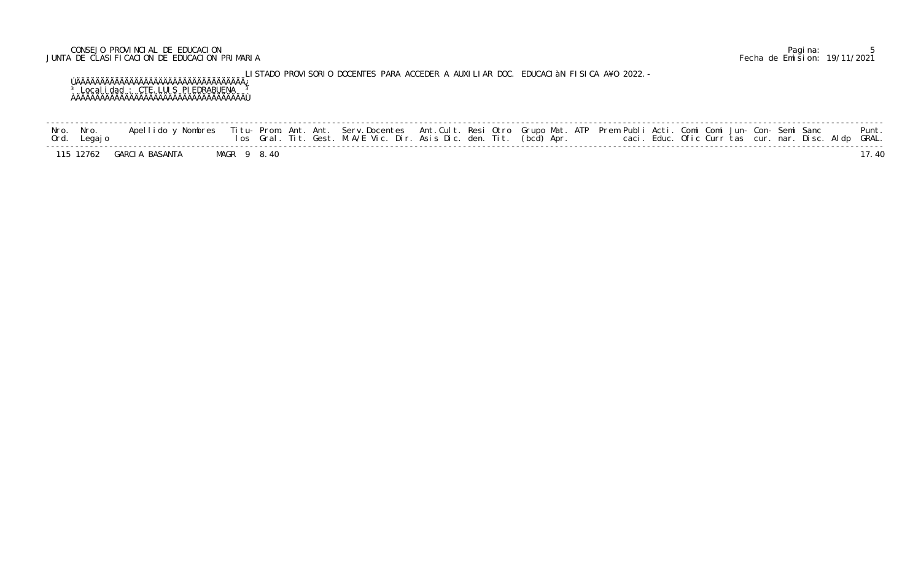CONSEJO PROVINCIAL DE EDUCACION
JUNTA DE CLASIFICACION DE EDUCACION PRIMARIA

Pagina: 5
Fecha de Emision: 19/11/2021

LISTADO PROVISORIO DOCENTES PARA ACCEDER A AUXILIAR DOC. EDUCACIàN FISICA A¥O 2022.-

Localidad : CTE.LUIS PIEDRABUENA

| Nro. Ord. | Nro. Legajo | Apellido y Nombres | Titulos | Prom. Gral. | Ant. Tit. | Ant. Gest. | Serv.Docentes M.A/E Vic. Dir. | Ant.Cult. Asis Dic. | Resi den. | Otro Tit. | Grupo (bcd) | Mat. Apr. | ATP | Prem | Publicaci. | Acti. Educ. | Comi Ofic | Comi Curr | Jun-tas | Con-cur. | Semi nar. | Sanc Disc. | Aldp | Punt. GRAL. |
|---|---|---|---|---|---|---|---|---|---|---|---|---|---|---|---|---|---|---|---|---|---|---|---|---|
| 115 | 12762 | GARCIA BASANTA | MAGR | 9 | 8.40 | | | | | | | | | | | | | | | | | | | 17.40 |